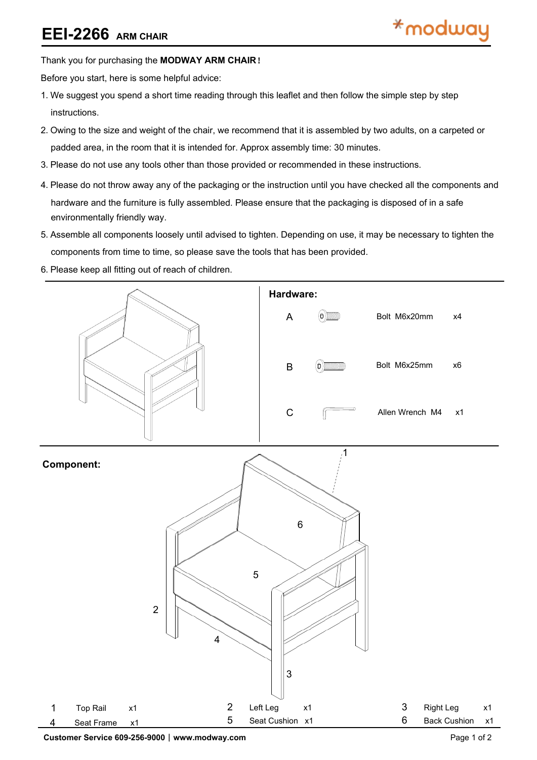# EEI-2266 ARM CHAIR

Thank you for purchasing the **MODWAY ARM CHAIR !**

Before you start, here is some helpful advice:

1. We suggest you spend a short time reading through this leaflet and then follow the simple step by step instructions.
2. Owing to the size and weight of the chair, we recommend that it is assembled by two adults, on a carpeted or padded area, in the room that it is intended for. Approx assembly time: 30 minutes.
3. Please do not use any tools other than those provided or recommended in these instructions.
4. Please do not throw away any of the packaging or the instruction until you have checked all the components and hardware and the furniture is fully assembled. Please ensure that the packaging is disposed of in a safe environmentally friendly way.
5. Assemble all components loosely until advised to tighten. Depending on use, it may be necessary to tighten the components from time to time, so please save the tools that has been provided.
6. Please keep all fitting out of reach of children.

**Hardware:**

| | | |
|---|---|---|
| A | Bolt M6x20mm | x4 |
| B | Bolt M6x25mm | x6 |
| C | Allen Wrench M4 | x1 |

**Component:**

| | | | | | | | | |
|---|---|---|---|---|---|---|---|---|
| 1 | Top Rail | x1 | 2 | Left Leg | x1 | 3 | Right Leg | x1 |
| 4 | Seat Frame | x1 | 5 | Seat Cushion | x1 | 6 | Back Cushion | x1 |

**Customer Service 609-256-9000 | www.modway.com**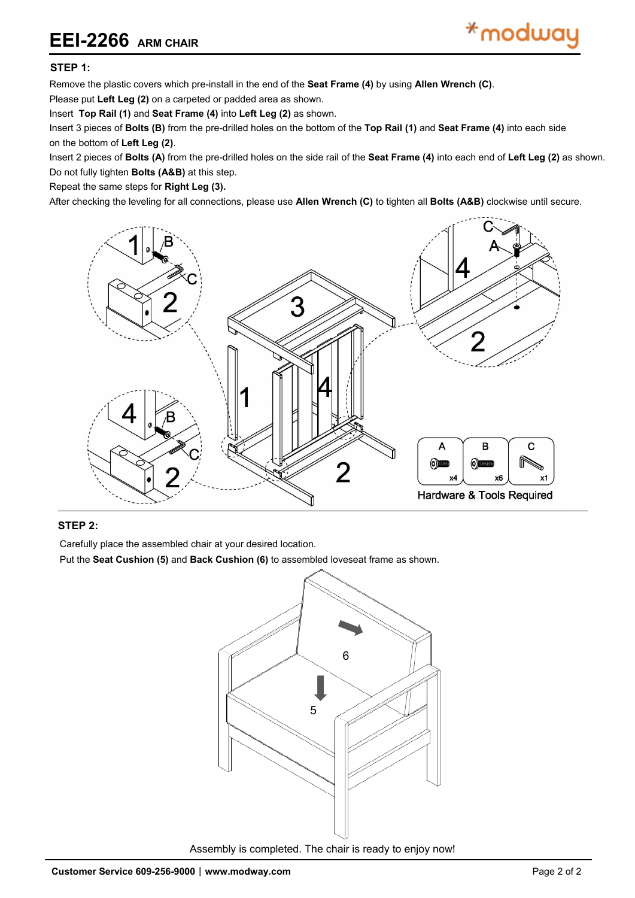# EEI-2266 ARM CHAIR

## STEP 1:

Remove the plastic covers which pre-install in the end of the **Seat Frame (4)** by using **Allen Wrench (C)**.

Please put **Left Leg (2)** on a carpeted or padded area as shown.

Insert **Top Rail (1)** and **Seat Frame (4)** into **Left Leg (2)** as shown.

Insert 3 pieces of **Bolts (B)** from the pre-drilled holes on the bottom of the **Top Rail (1)** and **Seat Frame (4)** into each side on the bottom of **Left Leg (2)**.

Insert 2 pieces of **Bolts (A)** from the pre-drilled holes on the side rail of the **Seat Frame (4)** into each end of **Left Leg (2)** as shown.

Do not fully tighten **Bolts (A&B)** at this step.

Repeat the same steps for **Right Leg (3).**

After checking the leveling for all connections, please use **Allen Wrench (C)** to tighten all **Bolts (A&B)** clockwise until secure.

A x4
B x6
C x1

Hardware & Tools Required

## STEP 2:

Carefully place the assembled chair at your desired location.

Put the **Seat Cushion (5)** and **Back Cushion (6)** to assembled loveseat frame as shown.

Assembly is completed. The chair is ready to enjoy now!

**Customer Service 609-256-9000 | www.modway.com**